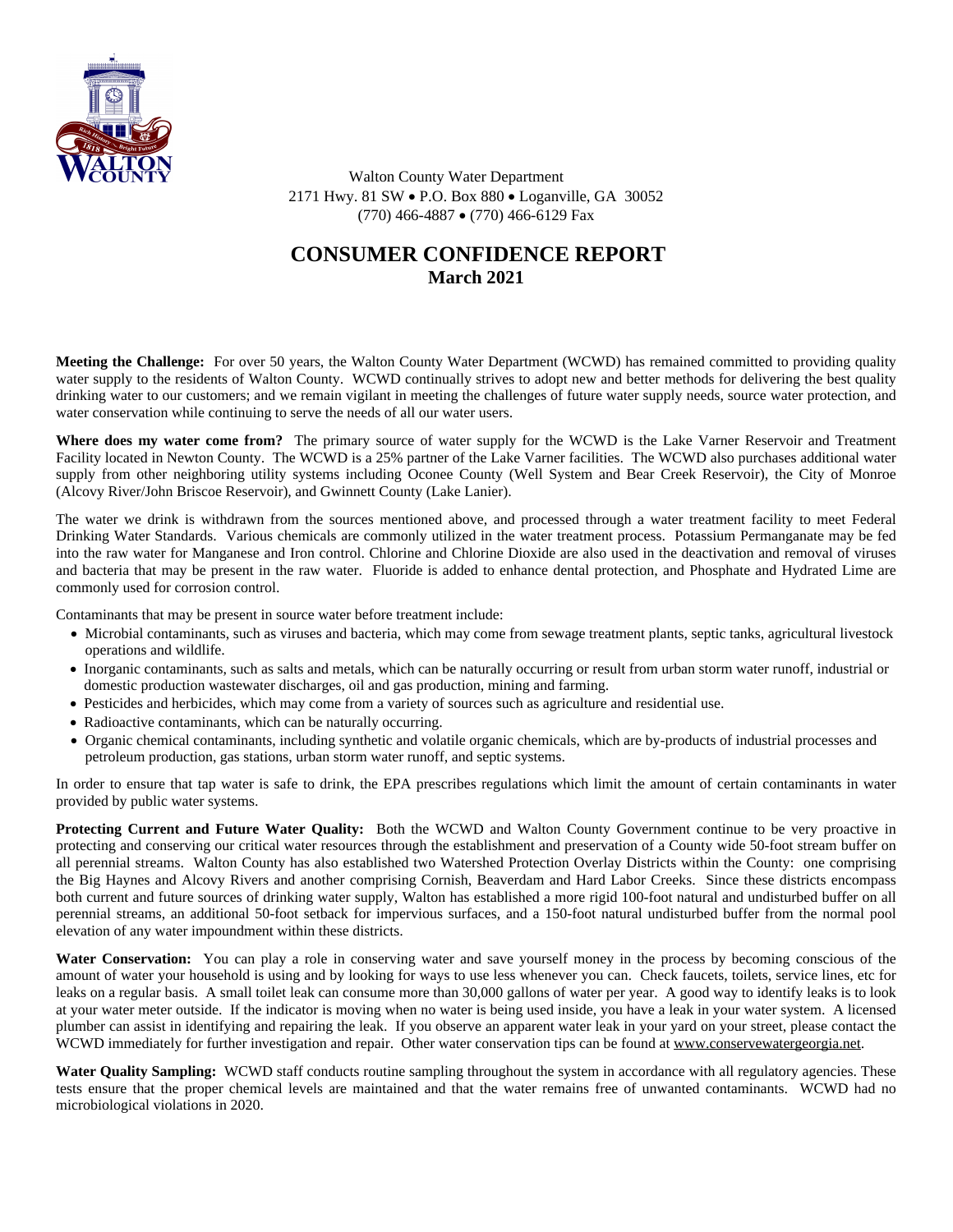Walton County Water Department
2171 Hwy. 81 SW • P.O. Box 880 • Loganville, GA 30052
(770) 466-4887 • (770) 466-6129 Fax

# CONSUMER CONFIDENCE REPORT
## March 2021

**Meeting the Challenge:** For over 50 years, the Walton County Water Department (WCWD) has remained committed to providing quality water supply to the residents of Walton County. WCWD continually strives to adopt new and better methods for delivering the best quality drinking water to our customers; and we remain vigilant in meeting the challenges of future water supply needs, source water protection, and water conservation while continuing to serve the needs of all our water users.

**Where does my water come from?** The primary source of water supply for the WCWD is the Lake Varner Reservoir and Treatment Facility located in Newton County. The WCWD is a 25% partner of the Lake Varner facilities. The WCWD also purchases additional water supply from other neighboring utility systems including Oconee County (Well System and Bear Creek Reservoir), the City of Monroe (Alcovy River/John Briscoe Reservoir), and Gwinnett County (Lake Lanier).

The water we drink is withdrawn from the sources mentioned above, and processed through a water treatment facility to meet Federal Drinking Water Standards. Various chemicals are commonly utilized in the water treatment process. Potassium Permanganate may be fed into the raw water for Manganese and Iron control. Chlorine and Chlorine Dioxide are also used in the deactivation and removal of viruses and bacteria that may be present in the raw water. Fluoride is added to enhance dental protection, and Phosphate and Hydrated Lime are commonly used for corrosion control.

Contaminants that may be present in source water before treatment include:

- Microbial contaminants, such as viruses and bacteria, which may come from sewage treatment plants, septic tanks, agricultural livestock operations and wildlife.
- Inorganic contaminants, such as salts and metals, which can be naturally occurring or result from urban storm water runoff, industrial or domestic production wastewater discharges, oil and gas production, mining and farming.
- Pesticides and herbicides, which may come from a variety of sources such as agriculture and residential use.
- Radioactive contaminants, which can be naturally occurring.
- Organic chemical contaminants, including synthetic and volatile organic chemicals, which are by-products of industrial processes and petroleum production, gas stations, urban storm water runoff, and septic systems.

In order to ensure that tap water is safe to drink, the EPA prescribes regulations which limit the amount of certain contaminants in water provided by public water systems.

**Protecting Current and Future Water Quality:** Both the WCWD and Walton County Government continue to be very proactive in protecting and conserving our critical water resources through the establishment and preservation of a County wide 50-foot stream buffer on all perennial streams. Walton County has also established two Watershed Protection Overlay Districts within the County: one comprising the Big Haynes and Alcovy Rivers and another comprising Cornish, Beaverdam and Hard Labor Creeks. Since these districts encompass both current and future sources of drinking water supply, Walton has established a more rigid 100-foot natural and undisturbed buffer on all perennial streams, an additional 50-foot setback for impervious surfaces, and a 150-foot natural undisturbed buffer from the normal pool elevation of any water impoundment within these districts.

**Water Conservation:** You can play a role in conserving water and save yourself money in the process by becoming conscious of the amount of water your household is using and by looking for ways to use less whenever you can. Check faucets, toilets, service lines, etc for leaks on a regular basis. A small toilet leak can consume more than 30,000 gallons of water per year. A good way to identify leaks is to look at your water meter outside. If the indicator is moving when no water is being used inside, you have a leak in your water system. A licensed plumber can assist in identifying and repairing the leak. If you observe an apparent water leak in your yard on your street, please contact the WCWD immediately for further investigation and repair. Other water conservation tips can be found at www.conservewatergeorgia.net.

**Water Quality Sampling:** WCWD staff conducts routine sampling throughout the system in accordance with all regulatory agencies. These tests ensure that the proper chemical levels are maintained and that the water remains free of unwanted contaminants. WCWD had no microbiological violations in 2020.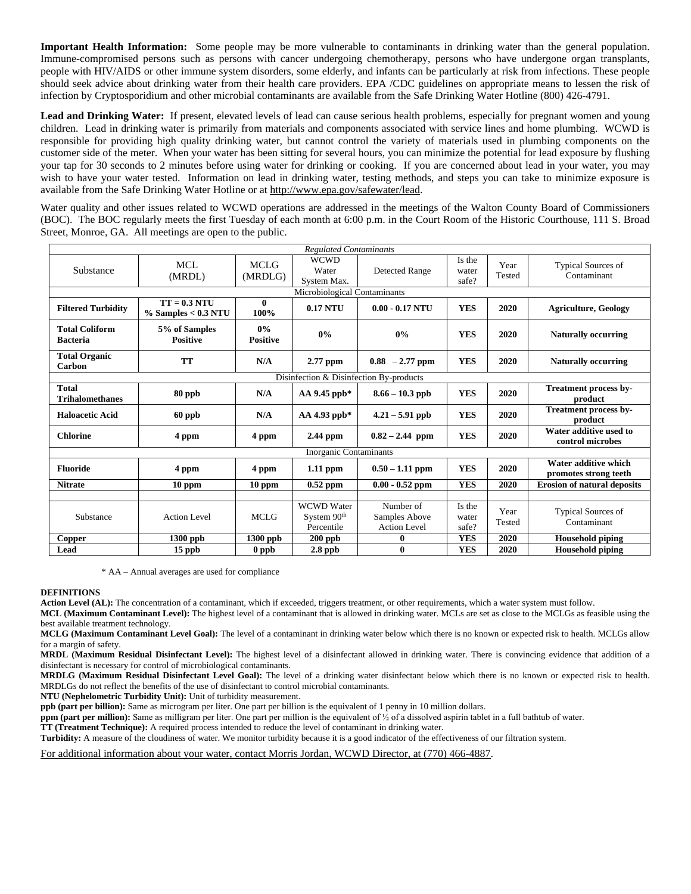**Important Health Information:** Some people may be more vulnerable to contaminants in drinking water than the general population. Immune-compromised persons such as persons with cancer undergoing chemotherapy, persons who have undergone organ transplants, people with HIV/AIDS or other immune system disorders, some elderly, and infants can be particularly at risk from infections. These people should seek advice about drinking water from their health care providers. EPA /CDC guidelines on appropriate means to lessen the risk of infection by Cryptosporidium and other microbial contaminants are available from the Safe Drinking Water Hotline (800) 426-4791.

**Lead and Drinking Water:** If present, elevated levels of lead can cause serious health problems, especially for pregnant women and young children. Lead in drinking water is primarily from materials and components associated with service lines and home plumbing. WCWD is responsible for providing high quality drinking water, but cannot control the variety of materials used in plumbing components on the customer side of the meter. When your water has been sitting for several hours, you can minimize the potential for lead exposure by flushing your tap for 30 seconds to 2 minutes before using water for drinking or cooking. If you are concerned about lead in your water, you may wish to have your water tested. Information on lead in drinking water, testing methods, and steps you can take to minimize exposure is available from the Safe Drinking Water Hotline or at http://www.epa.gov/safewater/lead.

Water quality and other issues related to WCWD operations are addressed in the meetings of the Walton County Board of Commissioners (BOC). The BOC regularly meets the first Tuesday of each month at 6:00 p.m. in the Court Room of the Historic Courthouse, 111 S. Broad Street, Monroe, GA. All meetings are open to the public.

| *Regulated Contaminants* | | | | | | | |
|---|---|---|---|---|---|---|---|
| Substance | MCL (MRDL) | MCLG (MRDLG) | WCWD Water System Max. | Detected Range | Is the water safe? | Year Tested | Typical Sources of Contaminant |
| Microbiological Contaminants | | | | | | | |
| **Filtered Turbidity** | **TT = 0.3 NTU % Samples < 0.3 NTU** | **0 100%** | **0.17 NTU** | **0.00 - 0.17 NTU** | **YES** | **2020** | **Agriculture, Geology** |
| **Total Coliform Bacteria** | **5% of Samples Positive** | **0% Positive** | **0%** | **0%** | **YES** | **2020** | **Naturally occurring** |
| **Total Organic Carbon** | **TT** | **N/A** | **2.77 ppm** | **0.88 – 2.77 ppm** | **YES** | **2020** | **Naturally occurring** |
| Disinfection & Disinfection By-products | | | | | | | |
| **Total Trihalomethanes** | **80 ppb** | **N/A** | **AA 9.45 ppb*** | **8.66 – 10.3 ppb** | **YES** | **2020** | **Treatment process by-product** |
| **Haloacetic Acid** | **60 ppb** | **N/A** | **AA 4.93 ppb*** | **4.21 – 5.91 ppb** | **YES** | **2020** | **Treatment process by-product** |
| **Chlorine** | **4 ppm** | **4 ppm** | **2.44 ppm** | **0.82 – 2.44 ppm** | **YES** | **2020** | **Water additive used to control microbes** |
| Inorganic Contaminants | | | | | | | |
| **Fluoride** | **4 ppm** | **4 ppm** | **1.11 ppm** | **0.50 – 1.11 ppm** | **YES** | **2020** | **Water additive which promotes strong teeth** |
| **Nitrate** | **10 ppm** | **10 ppm** | **0.52 ppm** | **0.00 - 0.52 ppm** | **YES** | **2020** | **Erosion of natural deposits** |
| | | | | | | | |
| Substance | Action Level | MCLG | WCWD Water System 90th Percentile | Number of Samples Above Action Level | Is the water safe? | Year Tested | Typical Sources of Contaminant |
| **Copper** | **1300 ppb** | **1300 ppb** | **200 ppb** | **0** | **YES** | **2020** | **Household piping** |
| **Lead** | **15 ppb** | **0 ppb** | **2.8 ppb** | **0** | **YES** | **2020** | **Household piping** |

\* AA – Annual averages are used for compliance

**DEFINITIONS**

**Action Level (AL):** The concentration of a contaminant, which if exceeded, triggers treatment, or other requirements, which a water system must follow.

**MCL (Maximum Contaminant Level):** The highest level of a contaminant that is allowed in drinking water. MCLs are set as close to the MCLGs as feasible using the best available treatment technology.

**MCLG (Maximum Contaminant Level Goal):** The level of a contaminant in drinking water below which there is no known or expected risk to health. MCLGs allow for a margin of safety.

**MRDL (Maximum Residual Disinfectant Level):** The highest level of a disinfectant allowed in drinking water. There is convincing evidence that addition of a disinfectant is necessary for control of microbiological contaminants.

**MRDLG (Maximum Residual Disinfectant Level Goal):** The level of a drinking water disinfectant below which there is no known or expected risk to health. MRDLGs do not reflect the benefits of the use of disinfectant to control microbial contaminants.

**NTU (Nephelometric Turbidity Unit):** Unit of turbidity measurement.

**ppb (part per billion):** Same as microgram per liter. One part per billion is the equivalent of 1 penny in 10 million dollars.

**ppm (part per million):** Same as milligram per liter. One part per million is the equivalent of ½ of a dissolved aspirin tablet in a full bathtub of water.

**TT (Treatment Technique):** A required process intended to reduce the level of contaminant in drinking water.

**Turbidity:** A measure of the cloudiness of water. We monitor turbidity because it is a good indicator of the effectiveness of our filtration system.

For additional information about your water, contact Morris Jordan, WCWD Director, at (770) 466-4887.